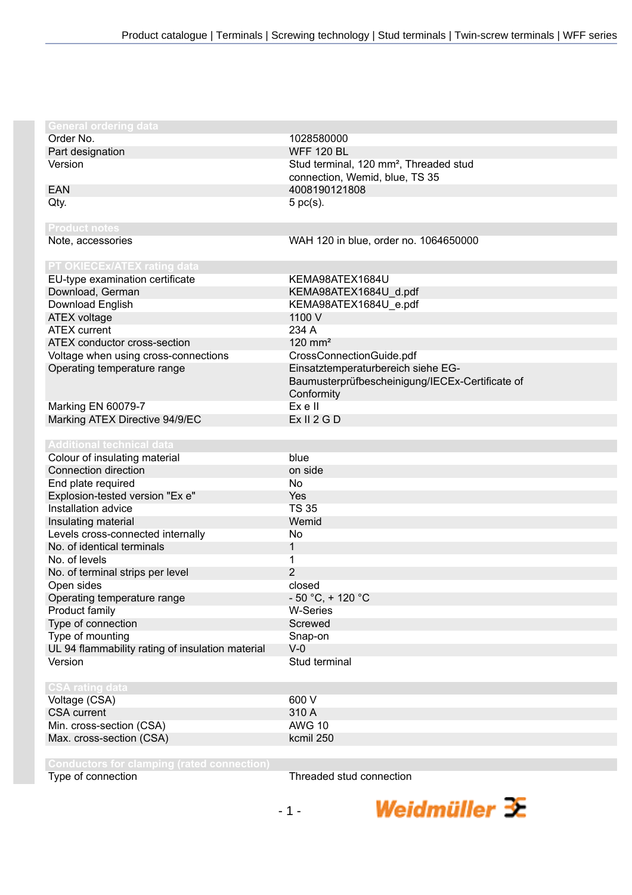## General ordering data

| | |
|---|---|
| Order No. | 1028580000 |
| Part designation | WFF 120 BL |
| Version | Stud terminal, 120 mm², Threaded stud connection, Wemid, blue, TS 35 |
| EAN | 4008190121808 |
| Qty. | 5 pc(s). |

## Product notes

| | |
|---|---|
| Note, accessories | WAH 120 in blue, order no. 1064650000 |

## PT OKIECEx/ATEX rating data

| | |
|---|---|
| EU-type examination certificate | KEMA98ATEX1684U |
| Download, German | KEMA98ATEX1684U_d.pdf |
| Download English | KEMA98ATEX1684U_e.pdf |
| ATEX voltage | 1100 V |
| ATEX current | 234 A |
| ATEX conductor cross-section | 120 mm² |
| Voltage when using cross-connections | CrossConnectionGuide.pdf |
| Operating temperature range | Einsatztemperaturbereich siehe EG-Baumusterprüfbescheinigung/IECEx-Certificate of Conformity |
| Marking EN 60079-7 | Ex e II |
| Marking ATEX Directive 94/9/EC | Ex II 2 G D |

## Additional technical data

| | |
|---|---|
| Colour of insulating material | blue |
| Connection direction | on side |
| End plate required | No |
| Explosion-tested version "Ex e" | Yes |
| Installation advice | TS 35 |
| Insulating material | Wemid |
| Levels cross-connected internally | No |
| No. of identical terminals | 1 |
| No. of levels | 1 |
| No. of terminal strips per level | 2 |
| Open sides | closed |
| Operating temperature range | - 50 °C, + 120 °C |
| Product family | W-Series |
| Type of connection | Screwed |
| Type of mounting | Snap-on |
| UL 94 flammability rating of insulation material | V-0 |
| Version | Stud terminal |

## CSA rating data

| | |
|---|---|
| Voltage (CSA) | 600 V |
| CSA current | 310 A |
| Min. cross-section (CSA) | AWG 10 |
| Max. cross-section (CSA) | kcmil 250 |

## Conductors for clamping (rated connection)

| | |
|---|---|
| Type of connection | Threaded stud connection |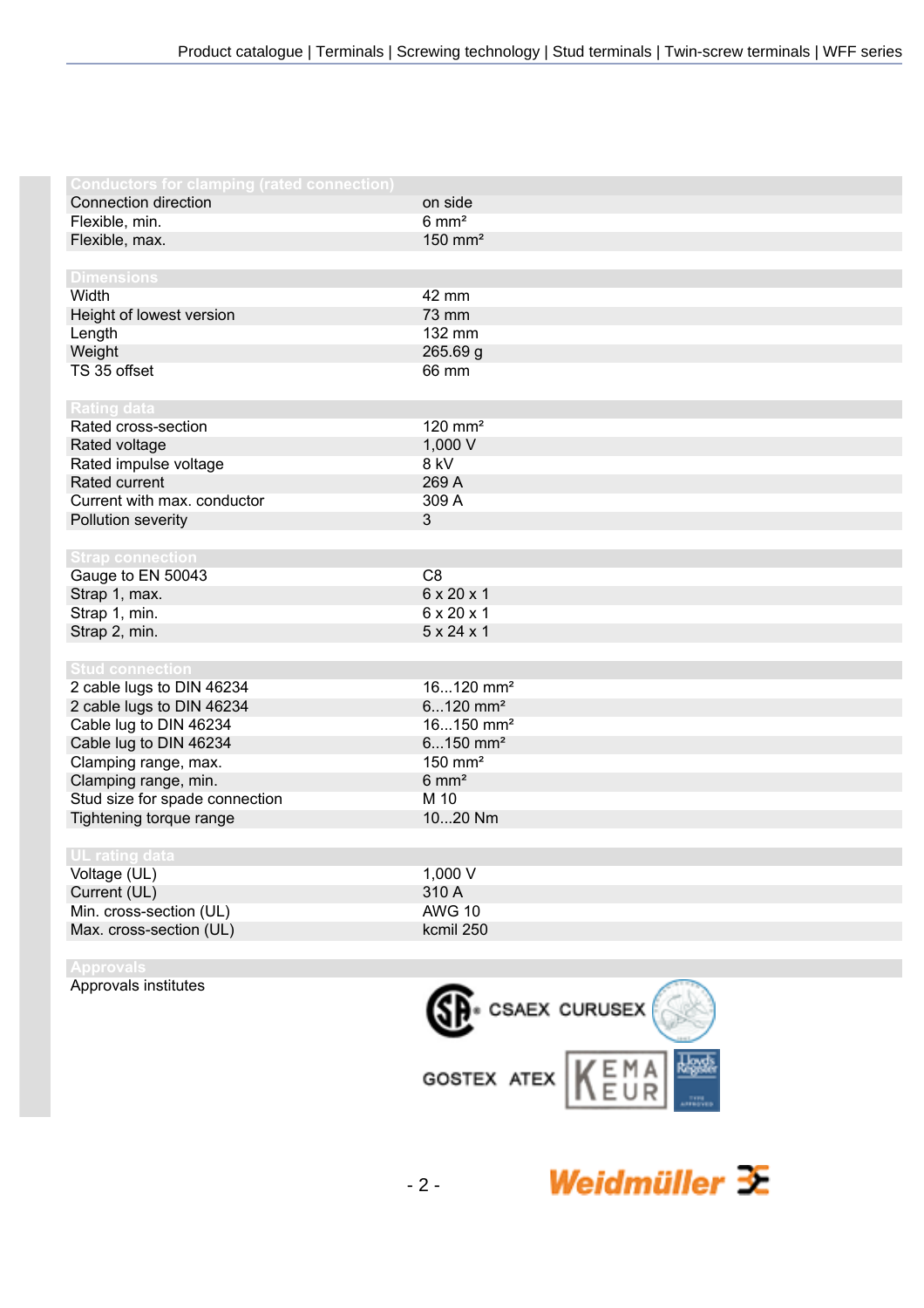| Conductors for clamping (rated connection) | |
|---|---|
| Connection direction | on side |
| Flexible, min. | 6 mm² |
| Flexible, max. | 150 mm² |

| Dimensions | |
|---|---|
| Width | 42 mm |
| Height of lowest version | 73 mm |
| Length | 132 mm |
| Weight | 265.69 g |
| TS 35 offset | 66 mm |

| Rating data | |
|---|---|
| Rated cross-section | 120 mm² |
| Rated voltage | 1,000 V |
| Rated impulse voltage | 8 kV |
| Rated current | 269 A |
| Current with max. conductor | 309 A |
| Pollution severity | 3 |

| Strap connection | |
|---|---|
| Gauge to EN 50043 | C8 |
| Strap 1, max. | 6 x 20 x 1 |
| Strap 1, min. | 6 x 20 x 1 |
| Strap 2, min. | 5 x 24 x 1 |

| Stud connection | |
|---|---|
| 2 cable lugs to DIN 46234 | 16...120 mm² |
| 2 cable lugs to DIN 46234 | 6...120 mm² |
| Cable lug to DIN 46234 | 16...150 mm² |
| Cable lug to DIN 46234 | 6...150 mm² |
| Clamping range, max. | 150 mm² |
| Clamping range, min. | 6 mm² |
| Stud size for spade connection | M 10 |
| Tightening torque range | 10...20 Nm |

| UL rating data | |
|---|---|
| Voltage (UL) | 1,000 V |
| Current (UL) | 310 A |
| Min. cross-section (UL) | AWG 10 |
| Max. cross-section (UL) | kcmil 250 |

| Approvals | |
|---|---|
| Approvals institutes | CSAEX CURUSEX GOSTEX ATEX |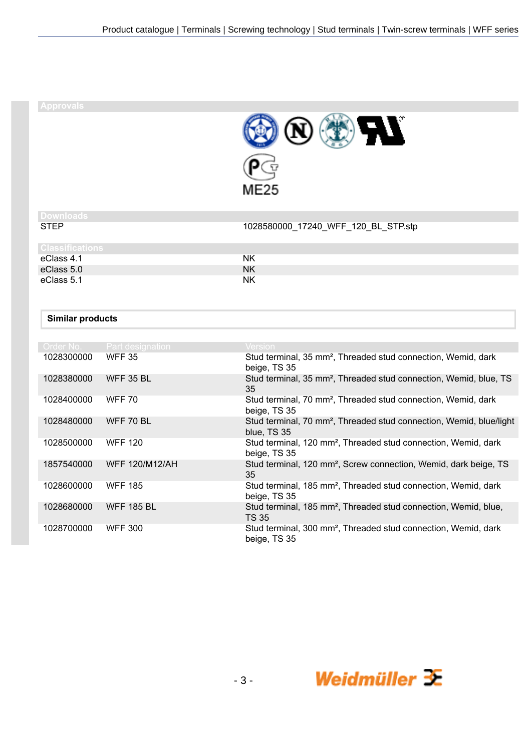## Approvals

ME25

## Downloads

| | |
|---|---|
| STEP | 1028580000_17240_WFF_120_BL_STP.stp |

## Classifications

| | |
|---|---|
| eClass 4.1 | NK |
| eClass 5.0 | NK |
| eClass 5.1 | NK |

## Similar products

| Order No. | Part designation | Version |
|---|---|---|
| 1028300000 | WFF 35 | Stud terminal, 35 mm², Threaded stud connection, Wemid, dark beige, TS 35 |
| 1028380000 | WFF 35 BL | Stud terminal, 35 mm², Threaded stud connection, Wemid, blue, TS 35 |
| 1028400000 | WFF 70 | Stud terminal, 70 mm², Threaded stud connection, Wemid, dark beige, TS 35 |
| 1028480000 | WFF 70 BL | Stud terminal, 70 mm², Threaded stud connection, Wemid, blue/light blue, TS 35 |
| 1028500000 | WFF 120 | Stud terminal, 120 mm², Threaded stud connection, Wemid, dark beige, TS 35 |
| 1857540000 | WFF 120/M12/AH | Stud terminal, 120 mm², Screw connection, Wemid, dark beige, TS 35 |
| 1028600000 | WFF 185 | Stud terminal, 185 mm², Threaded stud connection, Wemid, dark beige, TS 35 |
| 1028680000 | WFF 185 BL | Stud terminal, 185 mm², Threaded stud connection, Wemid, blue, TS 35 |
| 1028700000 | WFF 300 | Stud terminal, 300 mm², Threaded stud connection, Wemid, dark beige, TS 35 |